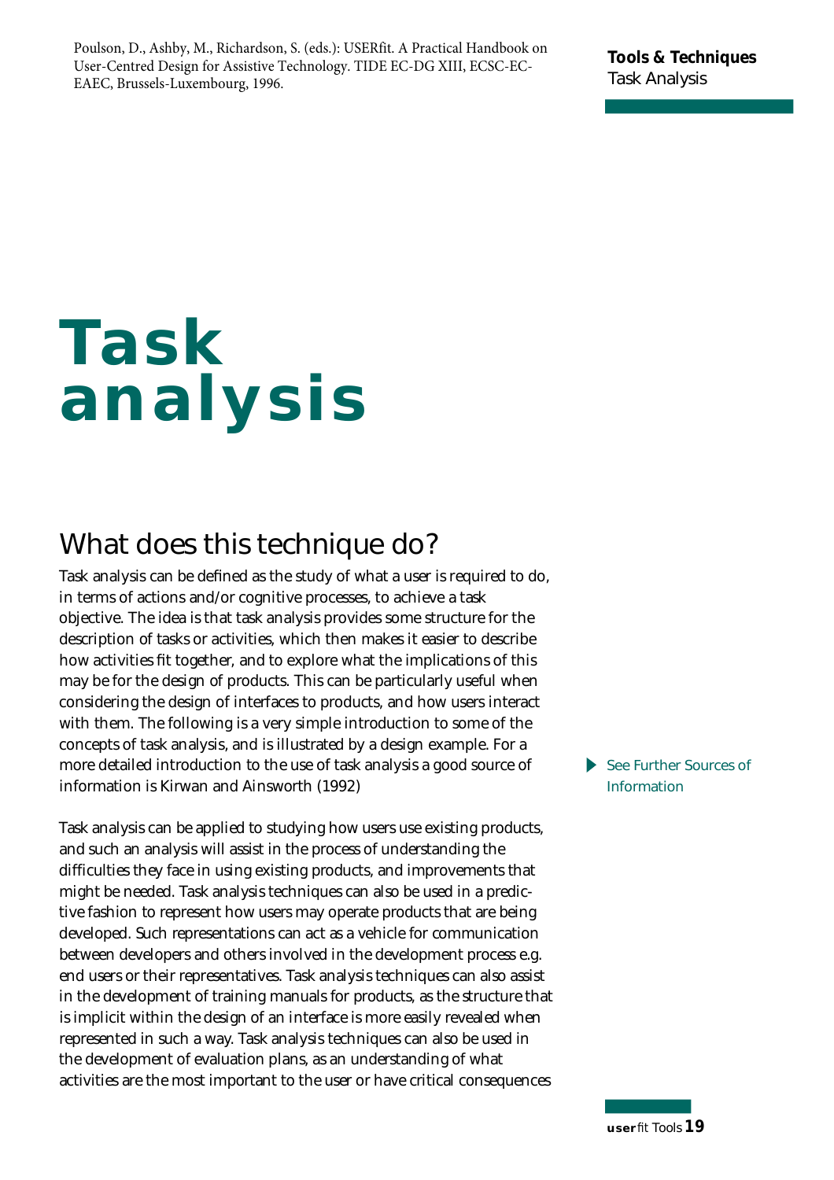Poulson, D., Ashby, M., Richardson, S. (eds.): USERfit. A Practical Handbook on User-Centred Design for Assistive Technology. TIDE EC-DG XIII, ECSC-EC-EAEC, Brussels-Luxembourg, 1996.

# Task analysis

## What does this technique do?

Task analysis can be defined as the study of what a user is required to do, in terms of actions and/or cognitive processes, to achieve a task objective. The idea is that task analysis provides some structure for the description of tasks or activities, which then makes it easier to describe how activities fit together, and to explore what the implications of this may be for the design of products. This can be particularly useful when considering the design of interfaces to products, and how users interact with them. The following is a very simple introduction to some of the concepts of task analysis, and is illustrated by a design example. For a more detailed introduction to the use of task analysis a good source of information is Kirwan and Ainsworth (1992)

▶ See Further Sources of Information

Task analysis can be applied to studying how users use existing products, and such an analysis will assist in the process of understanding the difficulties they face in using existing products, and improvements that might be needed. Task analysis techniques can also be used in a predictive fashion to represent how users may operate products that are being developed. Such representations can act as a vehicle for communication between developers and others involved in the development process e.g. end users or their representatives. Task analysis techniques can also assist in the development of training manuals for products, as the structure that is implicit within the design of an interface is more easily revealed when represented in such a way. Task analysis techniques can also be used in the development of evaluation plans, as an understanding of what activities are the most important to the user or have critical consequences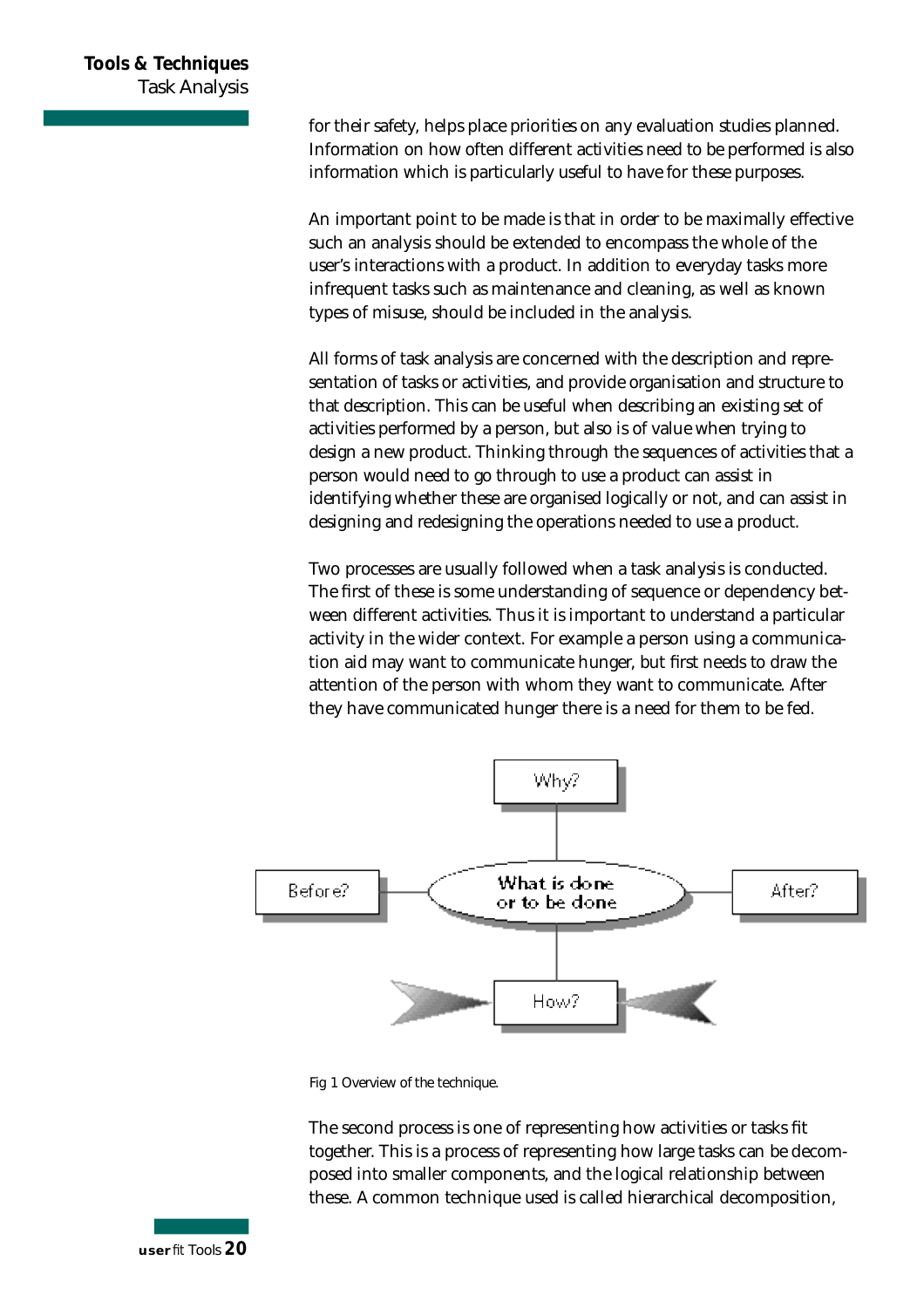for their safety, helps place priorities on any evaluation studies planned. Information on how often different activities need to be performed is also information which is particularly useful to have for these purposes.

An important point to be made is that in order to be maximally effective such an analysis should be extended to encompass the whole of the user's interactions with a product. In addition to everyday tasks more infrequent tasks such as maintenance and cleaning, as well as known types of misuse, should be included in the analysis.

All forms of task analysis are concerned with the description and representation of tasks or activities, and provide organisation and structure to that description. This can be useful when describing an existing set of activities performed by a person, but also is of value when trying to design a new product. Thinking through the sequences of activities that a person would need to go through to use a product can assist in identifying whether these are organised logically or not, and can assist in designing and redesigning the operations needed to use a product.

Two processes are usually followed when a task analysis is conducted. The first of these is some understanding of sequence or dependency between different activities. Thus it is important to understand a particular activity in the wider context. For example a person using a communication aid may want to communicate hunger, but first needs to draw the attention of the person with whom they want to communicate. After they have communicated hunger there is a need for them to be fed.

Why?

Before? — What is done or to be done — After?

How?

Fig 1 Overview of the technique.

The second process is one of representing how activities or tasks fit together. This is a process of representing how large tasks can be decomposed into smaller components, and the logical relationship between these. A common technique used is called hierarchical decomposition,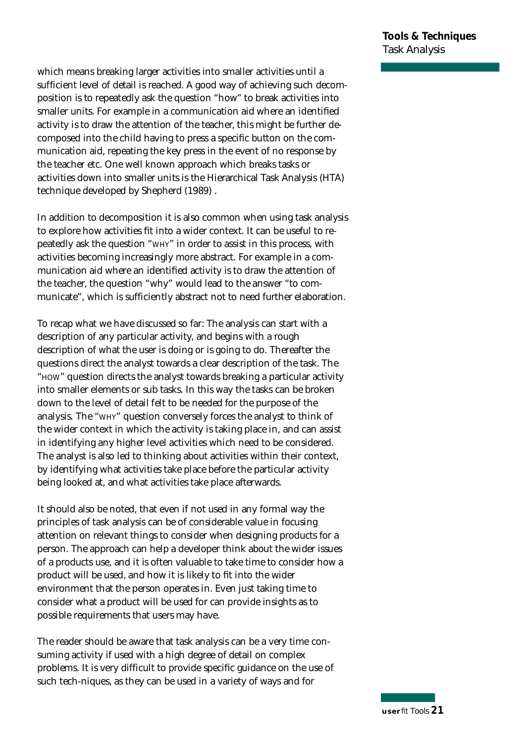which means breaking larger activities into smaller activities until a sufficient level of detail is reached. A good way of achieving such decomposition is to repeatedly ask the question "how" to break activities into smaller units. For example in a communication aid where an identified activity is to draw the attention of the teacher, this might be further decomposed into the child having to press a specific button on the communication aid, repeating the key press in the event of no response by the teacher etc. One well known approach which breaks tasks or activities down into smaller units is the Hierarchical Task Analysis (HTA) technique developed by Shepherd (1989) .

In addition to decomposition it is also common when using task analysis to explore how activities fit into a wider context. It can be useful to repeatedly ask the question "WHY" in order to assist in this process, with activities becoming increasingly more abstract. For example in a communication aid where an identified activity is to draw the attention of the teacher, the question "why" would lead to the answer "to communicate", which is sufficiently abstract not to need further elaboration.

To recap what we have discussed so far: The analysis can start with a description of any particular activity, and begins with a rough description of what the user is doing or is going to do. Thereafter the questions direct the analyst towards a clear description of the task. The "HOW" question directs the analyst towards breaking a particular activity into smaller elements or sub tasks. In this way the tasks can be broken down to the level of detail felt to be needed for the purpose of the analysis. The "WHY" question conversely forces the analyst to think of the wider context in which the activity is taking place in, and can assist in identifying any higher level activities which need to be considered. The analyst is also led to thinking about activities within their context, by identifying what activities take place before the particular activity being looked at, and what activities take place afterwards.

It should also be noted, that even if not used in any formal way the principles of task analysis can be of considerable value in focusing attention on relevant things to consider when designing products for a person. The approach can help a developer think about the wider issues of a products use, and it is often valuable to take time to consider how a product will be used, and how it is likely to fit into the wider environment that the person operates in. Even just taking time to consider what a product will be used for can provide insights as to possible requirements that users may have.

The reader should be aware that task analysis can be a very time consuming activity if used with a high degree of detail on complex problems. It is very difficult to provide specific guidance on the use of such tech-niques, as they can be used in a variety of ways and for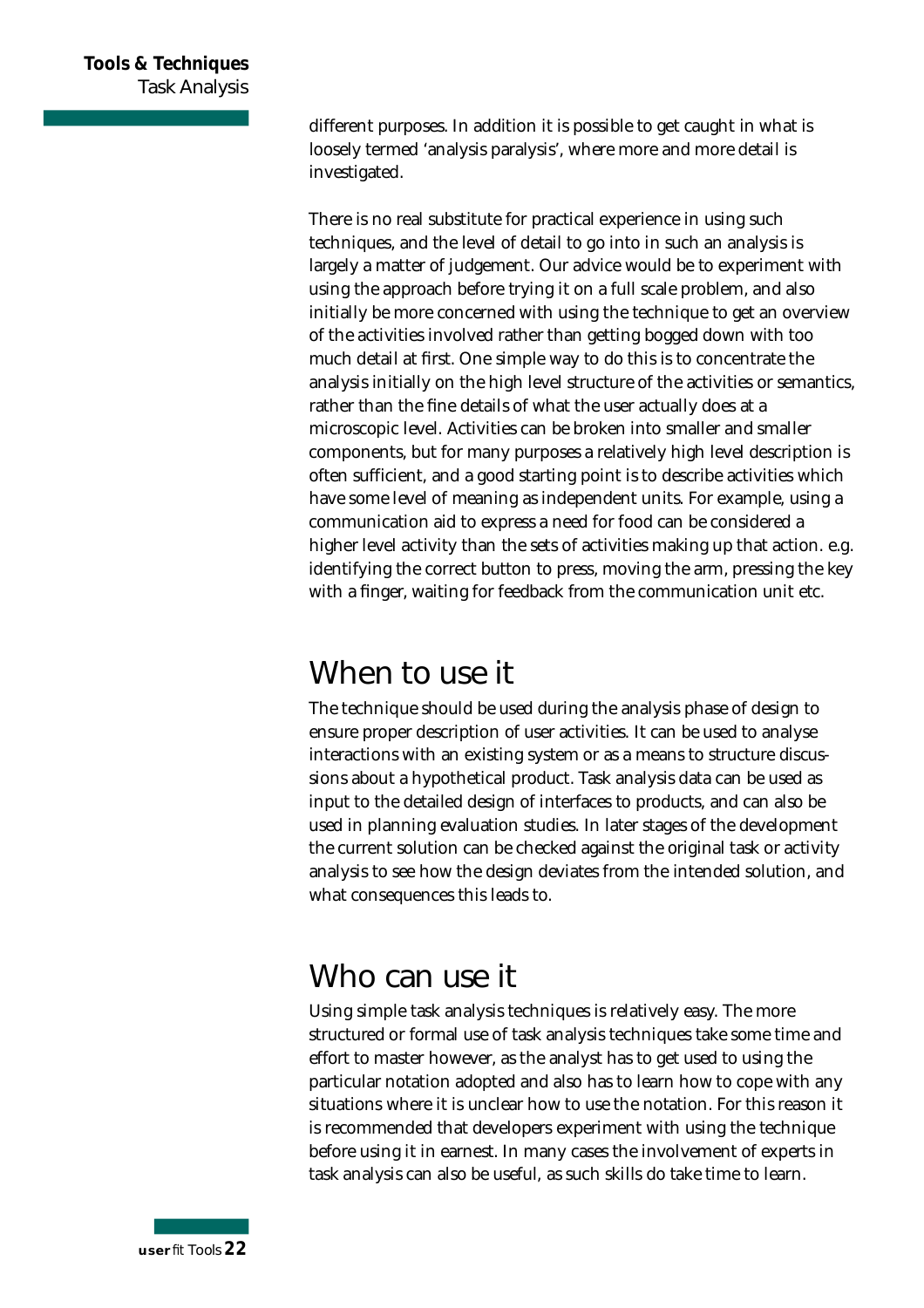different purposes. In addition it is possible to get caught in what is loosely termed 'analysis paralysis', where more and more detail is investigated.

There is no real substitute for practical experience in using such techniques, and the level of detail to go into in such an analysis is largely a matter of judgement. Our advice would be to experiment with using the approach before trying it on a full scale problem, and also initially be more concerned with using the technique to get an overview of the activities involved rather than getting bogged down with too much detail at first. One simple way to do this is to concentrate the analysis initially on the high level structure of the activities or semantics, rather than the fine details of what the user actually does at a microscopic level. Activities can be broken into smaller and smaller components, but for many purposes a relatively high level description is often sufficient, and a good starting point is to describe activities which have some level of meaning as independent units. For example, using a communication aid to express a need for food can be considered a higher level activity than the sets of activities making up that action. e.g. identifying the correct button to press, moving the arm, pressing the key with a finger, waiting for feedback from the communication unit etc.

## When to use it

The technique should be used during the analysis phase of design to ensure proper description of user activities. It can be used to analyse interactions with an existing system or as a means to structure discussions about a hypothetical product. Task analysis data can be used as input to the detailed design of interfaces to products, and can also be used in planning evaluation studies. In later stages of the development the current solution can be checked against the original task or activity analysis to see how the design deviates from the intended solution, and what consequences this leads to.

## Who can use it

Using simple task analysis techniques is relatively easy. The more structured or formal use of task analysis techniques take some time and effort to master however, as the analyst has to get used to using the particular notation adopted and also has to learn how to cope with any situations where it is unclear how to use the notation. For this reason it is recommended that developers experiment with using the technique before using it in earnest. In many cases the involvement of experts in task analysis can also be useful, as such skills do take time to learn.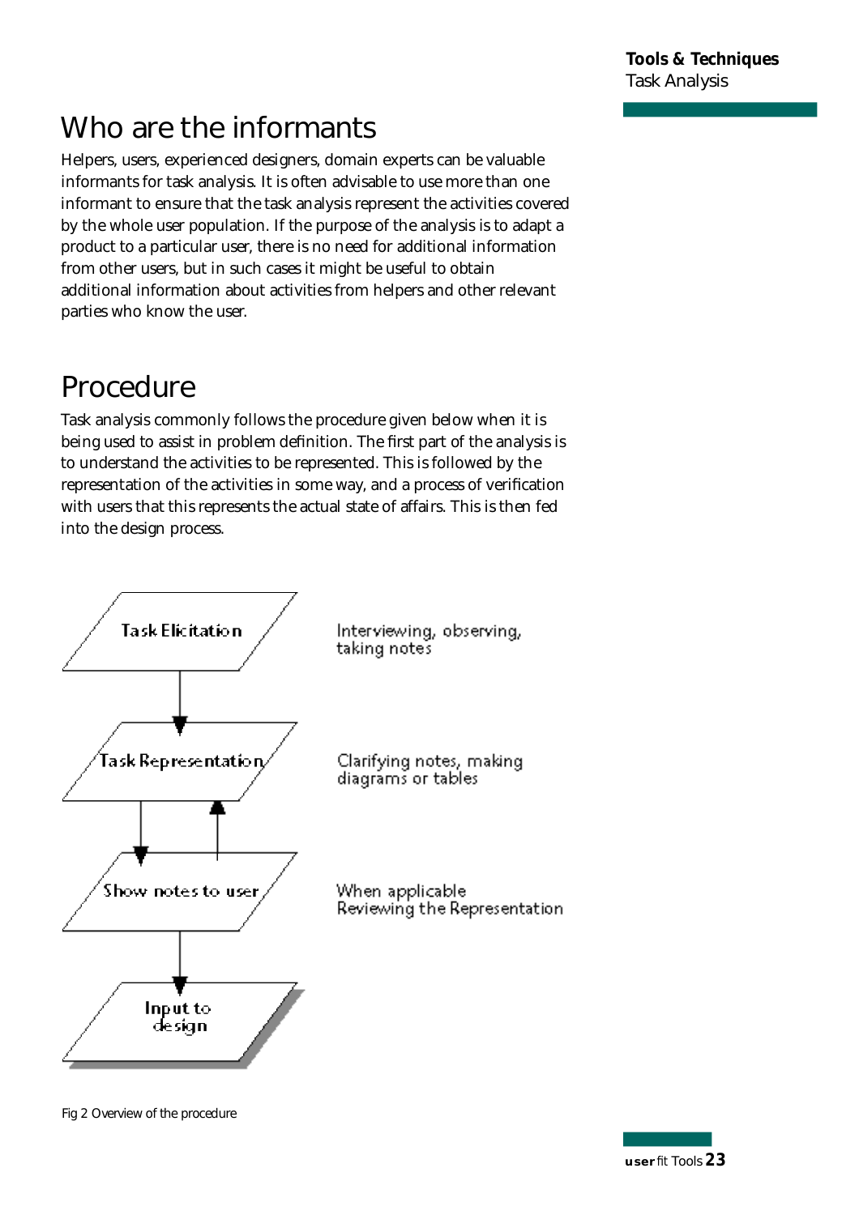## Who are the informants

Helpers, users, experienced designers, domain experts can be valuable informants for task analysis. It is often advisable to use more than one informant to ensure that the task analysis represent the activities covered by the whole user population. If the purpose of the analysis is to adapt a product to a particular user, there is no need for additional information from other users, but in such cases it might be useful to obtain additional information about activities from helpers and other relevant parties who know the user.

## Procedure

Task analysis commonly follows the procedure given below when it is being used to assist in problem definition. The first part of the analysis is to understand the activities to be represented. This is followed by the representation of the activities in some way, and a process of verification with users that this represents the actual state of affairs. This is then fed into the design process.

Task Elicitation — Interviewing, observing, taking notes

Task Representation — Clarifying notes, making diagrams or tables

Show notes to user — When applicable Reviewing the Representation

Input to design

Fig 2 Overview of the procedure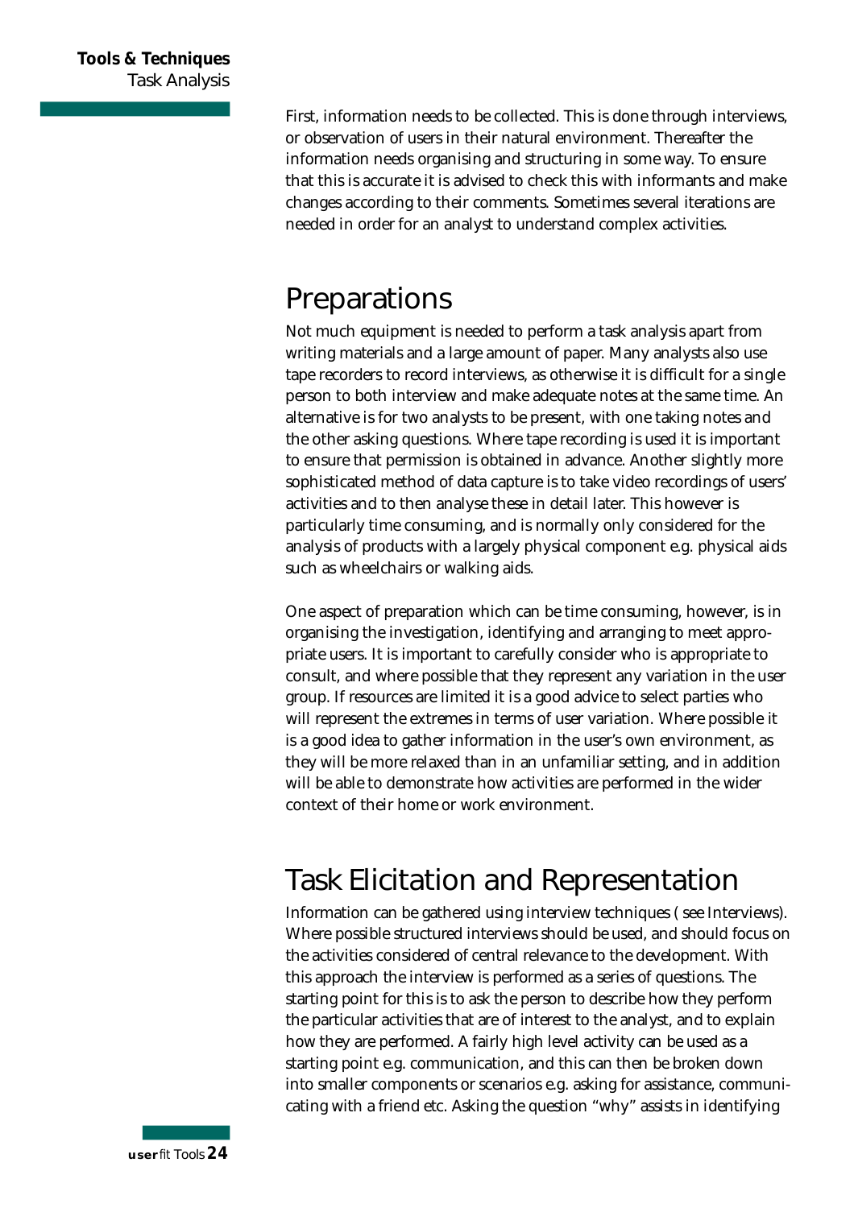First, information needs to be collected. This is done through interviews, or observation of users in their natural environment. Thereafter the information needs organising and structuring in some way. To ensure that this is accurate it is advised to check this with informants and make changes according to their comments. Sometimes several iterations are needed in order for an analyst to understand complex activities.

## Preparations

Not much equipment is needed to perform a task analysis apart from writing materials and a large amount of paper. Many analysts also use tape recorders to record interviews, as otherwise it is difficult for a single person to both interview and make adequate notes at the same time. An alternative is for two analysts to be present, with one taking notes and the other asking questions. Where tape recording is used it is important to ensure that permission is obtained in advance. Another slightly more sophisticated method of data capture is to take video recordings of users' activities and to then analyse these in detail later. This however is particularly time consuming, and is normally only considered for the analysis of products with a largely physical component e.g. physical aids such as wheelchairs or walking aids.

One aspect of preparation which can be time consuming, however, is in organising the investigation, identifying and arranging to meet appropriate users. It is important to carefully consider who is appropriate to consult, and where possible that they represent any variation in the user group. If resources are limited it is a good advice to select parties who will represent the extremes in terms of user variation. Where possible it is a good idea to gather information in the user's own environment, as they will be more relaxed than in an unfamiliar setting, and in addition will be able to demonstrate how activities are performed in the wider context of their home or work environment.

## Task Elicitation and Representation

Information can be gathered using interview techniques ( see Interviews). Where possible structured interviews should be used, and should focus on the activities considered of central relevance to the development. With this approach the interview is performed as a series of questions. The starting point for this is to ask the person to describe how they perform the particular activities that are of interest to the analyst, and to explain how they are performed. A fairly high level activity can be used as a starting point e.g. communication, and this can then be broken down into smaller components or scenarios e.g. asking for assistance, communicating with a friend etc. Asking the question "why" assists in identifying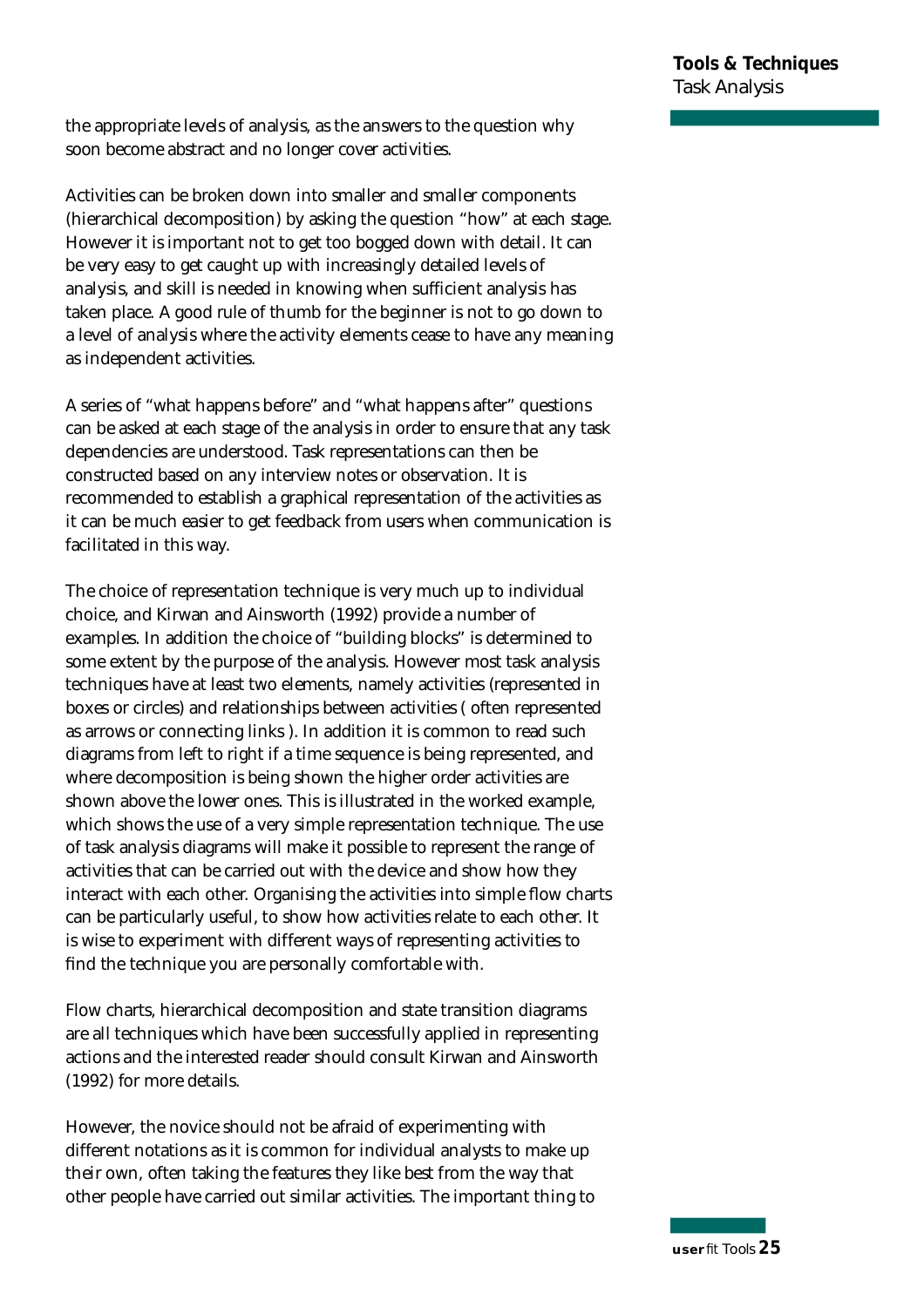the appropriate levels of analysis, as the answers to the question why soon become abstract and no longer cover activities.

Activities can be broken down into smaller and smaller components (hierarchical decomposition) by asking the question "how" at each stage. However it is important not to get too bogged down with detail. It can be very easy to get caught up with increasingly detailed levels of analysis, and skill is needed in knowing when sufficient analysis has taken place. A good rule of thumb for the beginner is not to go down to a level of analysis where the activity elements cease to have any meaning as independent activities.

A series of "what happens before" and "what happens after" questions can be asked at each stage of the analysis in order to ensure that any task dependencies are understood. Task representations can then be constructed based on any interview notes or observation. It is recommended to establish a graphical representation of the activities as it can be much easier to get feedback from users when communication is facilitated in this way.

The choice of representation technique is very much up to individual choice, and Kirwan and Ainsworth (1992) provide a number of examples. In addition the choice of "building blocks" is determined to some extent by the purpose of the analysis. However most task analysis techniques have at least two elements, namely activities (represented in boxes or circles) and relationships between activities ( often represented as arrows or connecting links ). In addition it is common to read such diagrams from left to right if a time sequence is being represented, and where decomposition is being shown the higher order activities are shown above the lower ones. This is illustrated in the worked example, which shows the use of a very simple representation technique. The use of task analysis diagrams will make it possible to represent the range of activities that can be carried out with the device and show how they interact with each other. Organising the activities into simple flow charts can be particularly useful, to show how activities relate to each other. It is wise to experiment with different ways of representing activities to find the technique you are personally comfortable with.

Flow charts, hierarchical decomposition and state transition diagrams are all techniques which have been successfully applied in representing actions and the interested reader should consult Kirwan and Ainsworth (1992) for more details.

However, the novice should not be afraid of experimenting with different notations as it is common for individual analysts to make up their own, often taking the features they like best from the way that other people have carried out similar activities. The important thing to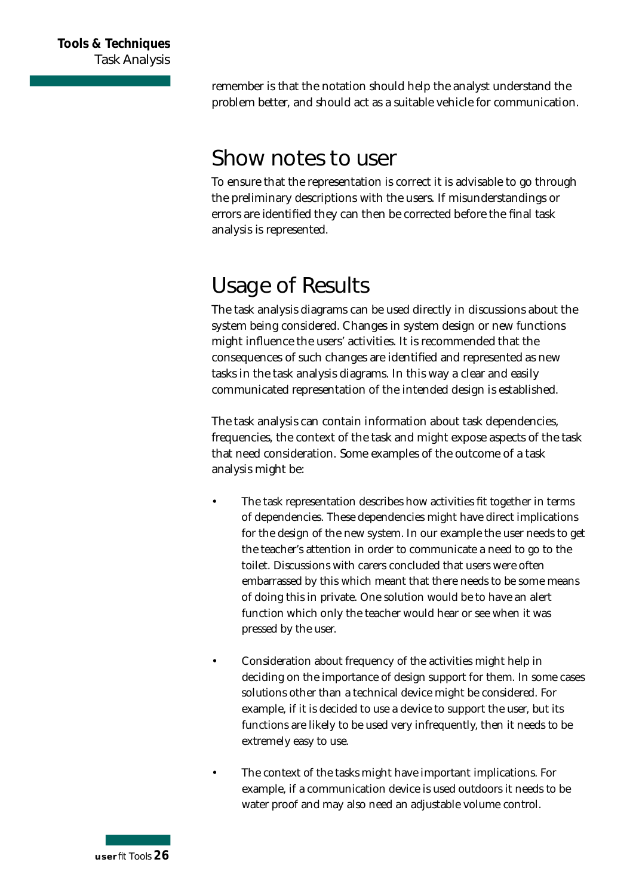remember is that the notation should help the analyst understand the problem better, and should act as a suitable vehicle for communication.

## Show notes to user

To ensure that the representation is correct it is advisable to go through the preliminary descriptions with the users. If misunderstandings or errors are identified they can then be corrected before the final task analysis is represented.

## Usage of Results

The task analysis diagrams can be used directly in discussions about the system being considered. Changes in system design or new functions might influence the users' activities. It is recommended that the consequences of such changes are identified and represented as new tasks in the task analysis diagrams. In this way a clear and easily communicated representation of the intended design is established.

The task analysis can contain information about task dependencies, frequencies, the context of the task and might expose aspects of the task that need consideration. Some examples of the outcome of a task analysis might be:

- The task representation describes how activities fit together in terms of dependencies. These dependencies might have direct implications for the design of the new system. In our example the user needs to get the teacher's attention in order to communicate a need to go to the toilet. Discussions with carers concluded that users were often embarrassed by this which meant that there needs to be some means of doing this in private. One solution would be to have an alert function which only the teacher would hear or see when it was pressed by the user.

- Consideration about frequency of the activities might help in deciding on the importance of design support for them. In some cases solutions other than a technical device might be considered. For example, if it is decided to use a device to support the user, but its functions are likely to be used very infrequently, then it needs to be extremely easy to use.

- The context of the tasks might have important implications. For example, if a communication device is used outdoors it needs to be water proof and may also need an adjustable volume control.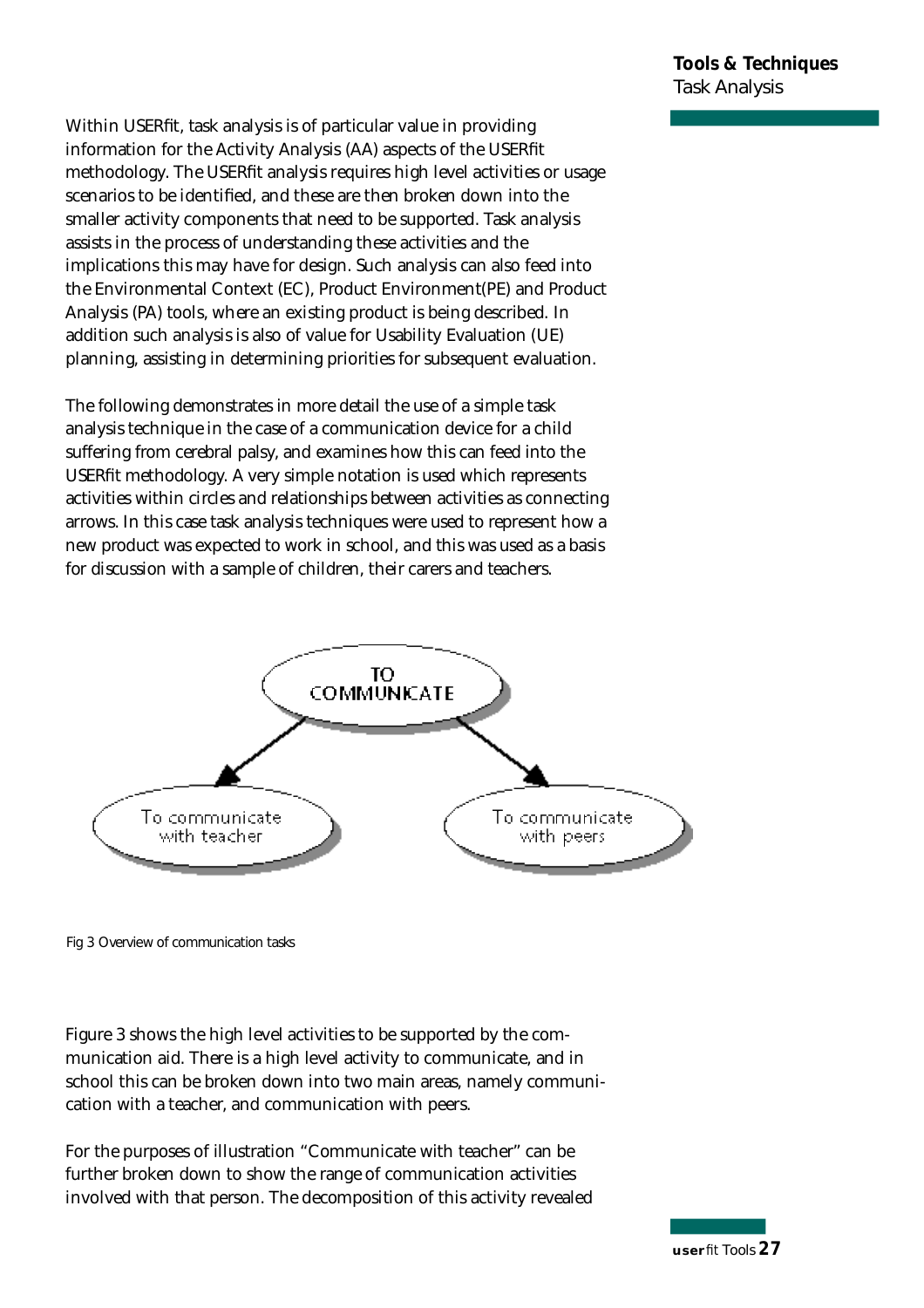Within USERfit, task analysis is of particular value in providing information for the Activity Analysis (AA) aspects of the USERfit methodology. The USERfit analysis requires high level activities or usage scenarios to be identified, and these are then broken down into the smaller activity components that need to be supported. Task analysis assists in the process of understanding these activities and the implications this may have for design. Such analysis can also feed into the Environmental Context (EC), Product Environment(PE) and Product Analysis (PA) tools, where an existing product is being described. In addition such analysis is also of value for Usability Evaluation (UE) planning, assisting in determining priorities for subsequent evaluation.

The following demonstrates in more detail the use of a simple task analysis technique in the case of a communication device for a child suffering from cerebral palsy, and examines how this can feed into the USERfit methodology. A very simple notation is used which represents activities within circles and relationships between activities as connecting arrows. In this case task analysis techniques were used to represent how a new product was expected to work in school, and this was used as a basis for discussion with a sample of children, their carers and teachers.

TO COMMUNICATE

To communicate with teacher

To communicate with peers

Fig 3 Overview of communication tasks

Figure 3 shows the high level activities to be supported by the communication aid. There is a high level activity to communicate, and in school this can be broken down into two main areas, namely communication with a teacher, and communication with peers.

For the purposes of illustration "Communicate with teacher" can be further broken down to show the range of communication activities involved with that person. The decomposition of this activity revealed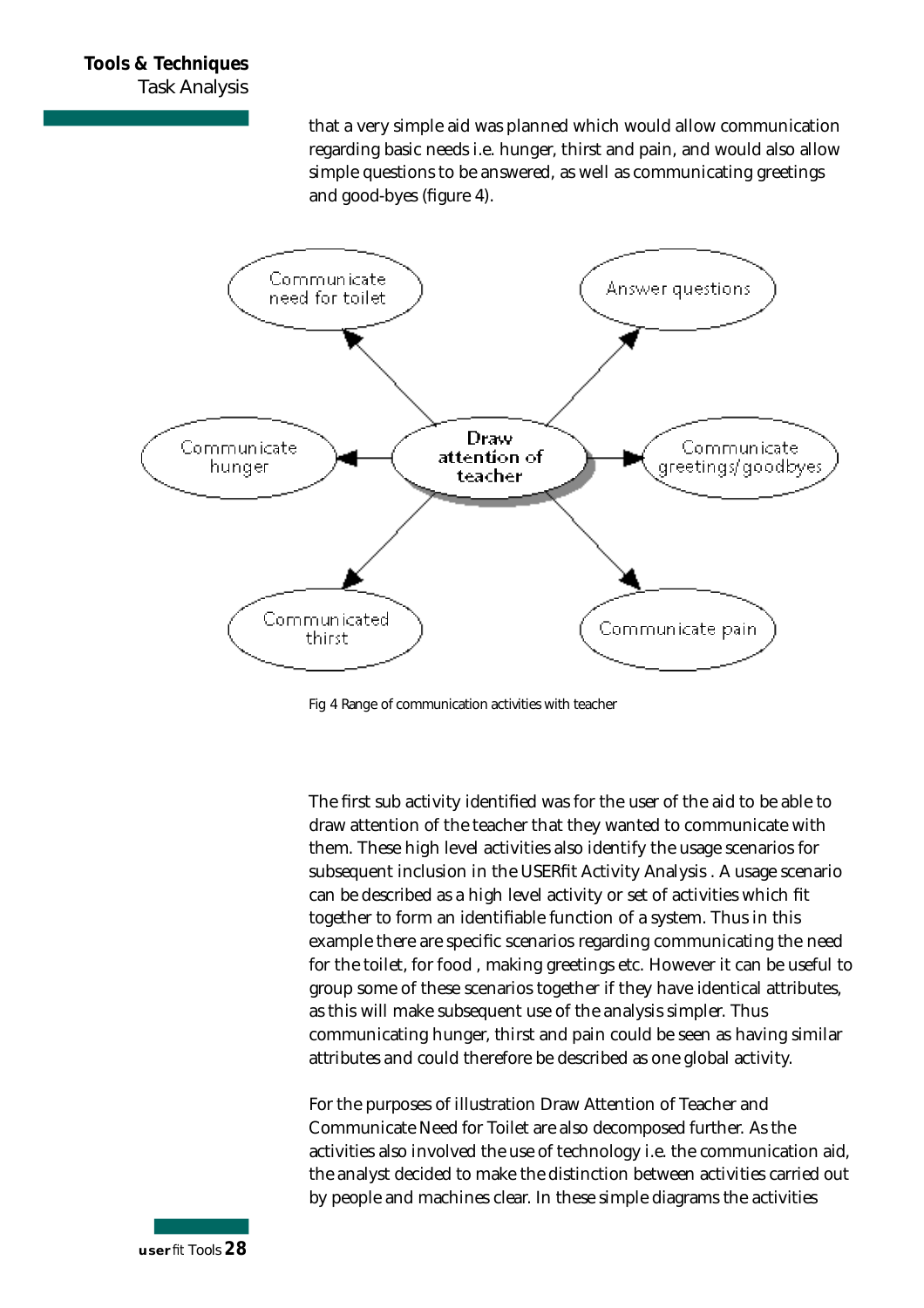that a very simple aid was planned which would allow communication regarding basic needs i.e. hunger, thirst and pain, and would also allow simple questions to be answered, as well as communicating greetings and good-byes (figure 4).

Fig 4 Range of communication activities with teacher

The first sub activity identified was for the user of the aid to be able to draw attention of the teacher that they wanted to communicate with them. These high level activities also identify the usage scenarios for subsequent inclusion in the USERfit Activity Analysis . A usage scenario can be described as a high level activity or set of activities which fit together to form an identifiable function of a system. Thus in this example there are specific scenarios regarding communicating the need for the toilet, for food , making greetings etc. However it can be useful to group some of these scenarios together if they have identical attributes, as this will make subsequent use of the analysis simpler. Thus communicating hunger, thirst and pain could be seen as having similar attributes and could therefore be described as one global activity.

For the purposes of illustration Draw Attention of Teacher and Communicate Need for Toilet are also decomposed further. As the activities also involved the use of technology i.e. the communication aid, the analyst decided to make the distinction between activities carried out by people and machines clear. In these simple diagrams the activities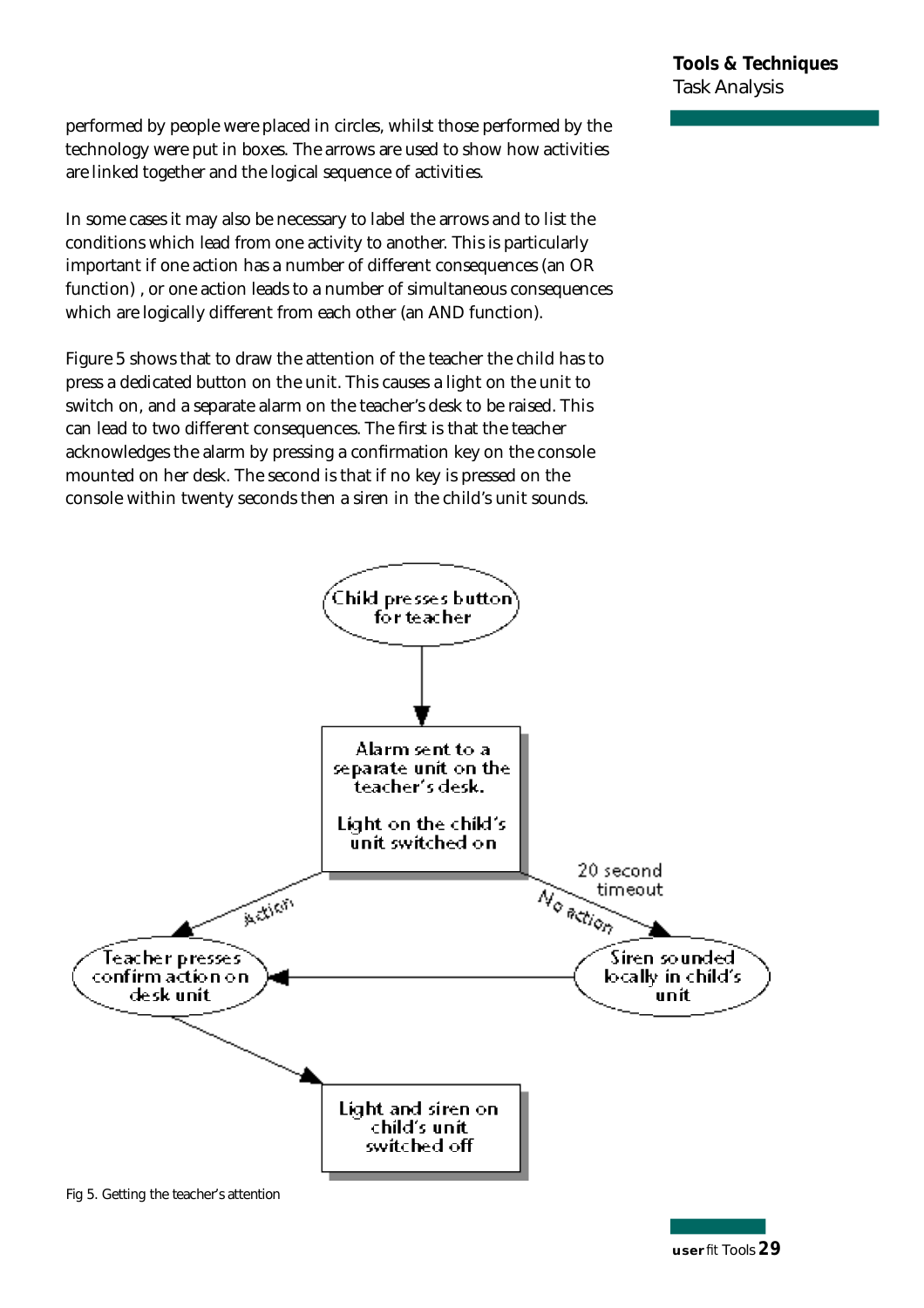performed by people were placed in circles, whilst those performed by the technology were put in boxes. The arrows are used to show how activities are linked together and the logical sequence of activities.

In some cases it may also be necessary to label the arrows and to list the conditions which lead from one activity to another. This is particularly important if one action has a number of different consequences (an OR function) , or one action leads to a number of simultaneous consequences which are logically different from each other (an AND function).

Figure 5 shows that to draw the attention of the teacher the child has to press a dedicated button on the unit. This causes a light on the unit to switch on, and a separate alarm on the teacher's desk to be raised. This can lead to two different consequences. The first is that the teacher acknowledges the alarm by pressing a confirmation key on the console mounted on her desk. The second is that if no key is pressed on the console within twenty seconds then a siren in the child's unit sounds.

Child presses button for teacher

Alarm sent to a separate unit on the teacher's desk.

Light on the child's unit switched on

Action

No action

20 second timeout

Teacher presses confirm action on desk unit

Siren sounded locally in child's unit

Light and siren on child's unit switched off

Fig 5. Getting the teacher's attention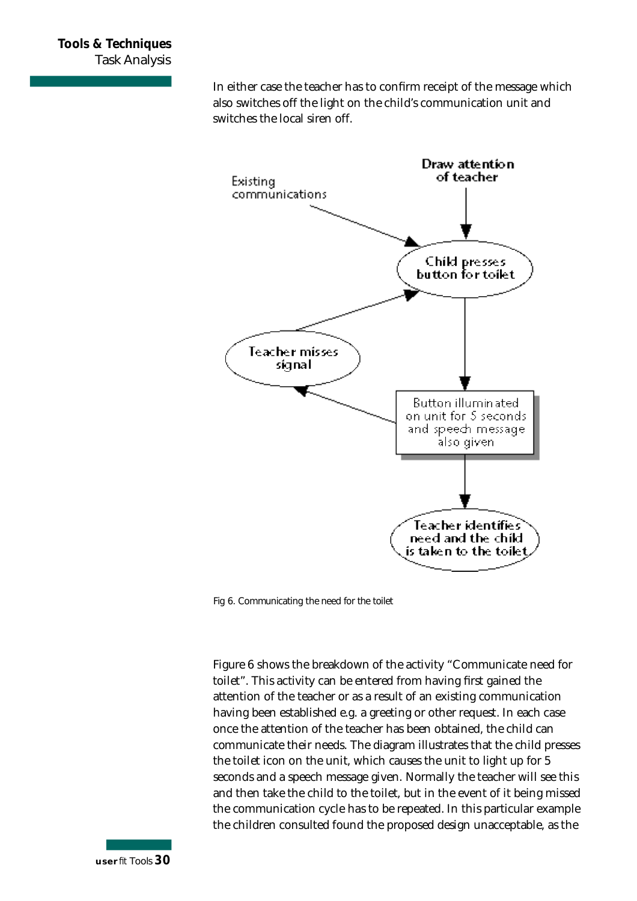In either case the teacher has to confirm receipt of the message which also switches off the light on the child's communication unit and switches the local siren off.

Existing communications

Draw attention of teacher

Child presses button for toilet

Teacher misses signal

Button illuminated on unit for 5 seconds and speech message also given

Teacher identifies need and the child is taken to the toilet

Fig 6. Communicating the need for the toilet

Figure 6 shows the breakdown of the activity "Communicate need for toilet". This activity can be entered from having first gained the attention of the teacher or as a result of an existing communication having been established e.g. a greeting or other request. In each case once the attention of the teacher has been obtained, the child can communicate their needs. The diagram illustrates that the child presses the toilet icon on the unit, which causes the unit to light up for 5 seconds and a speech message given. Normally the teacher will see this and then take the child to the toilet, but in the event of it being missed the communication cycle has to be repeated. In this particular example the children consulted found the proposed design unacceptable, as the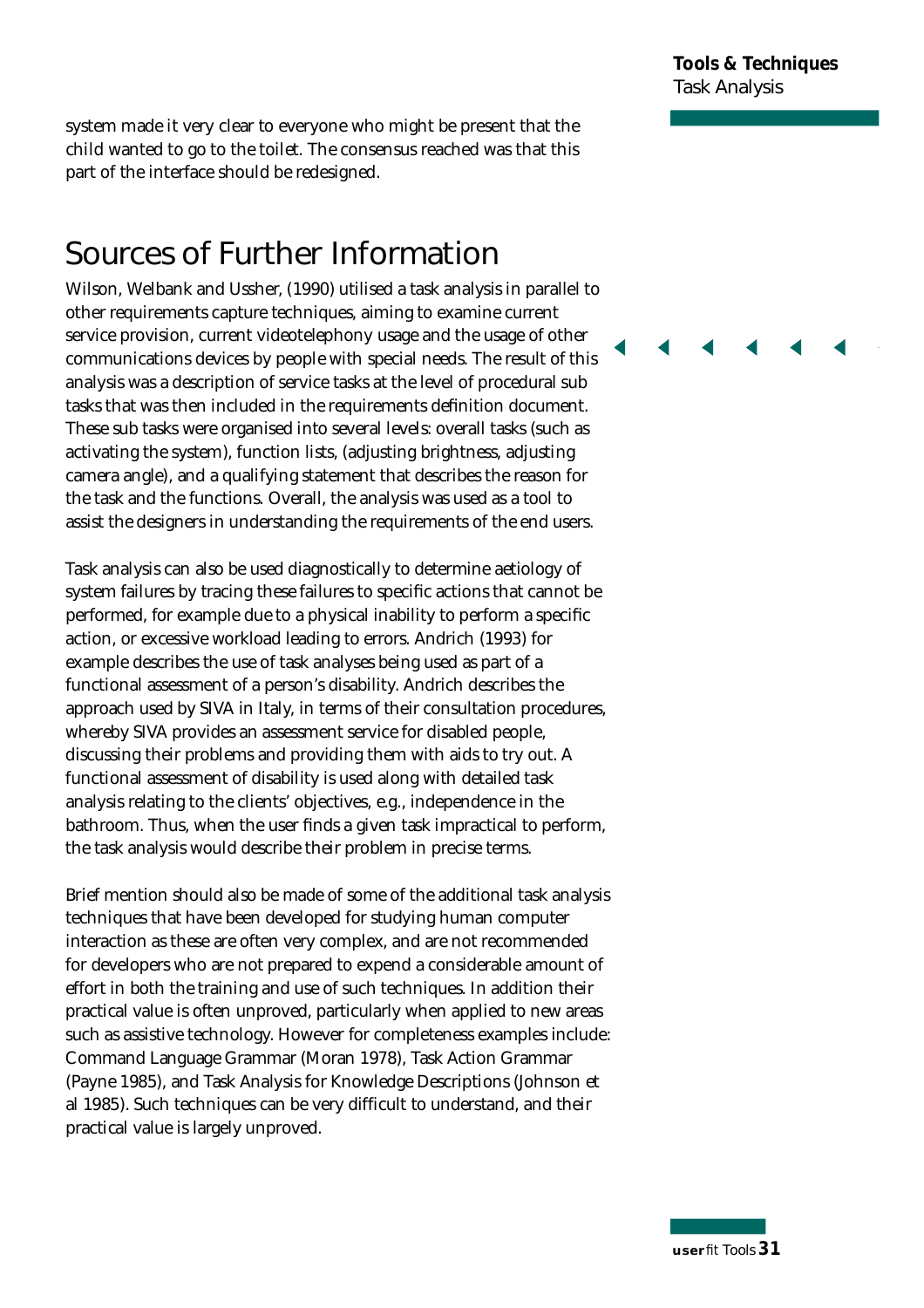system made it very clear to everyone who might be present that the child wanted to go to the toilet. The consensus reached was that this part of the interface should be redesigned.

## Sources of Further Information

Wilson, Welbank and Ussher, (1990) utilised a task analysis in parallel to other requirements capture techniques, aiming to examine current service provision, current videotelephony usage and the usage of other communications devices by people with special needs. The result of this analysis was a description of service tasks at the level of procedural sub tasks that was then included in the requirements definition document. These sub tasks were organised into several levels: overall tasks (such as activating the system), function lists, (adjusting brightness, adjusting camera angle), and a qualifying statement that describes the reason for the task and the functions. Overall, the analysis was used as a tool to assist the designers in understanding the requirements of the end users.

Task analysis can also be used diagnostically to determine aetiology of system failures by tracing these failures to specific actions that cannot be performed, for example due to a physical inability to perform a specific action, or excessive workload leading to errors. Andrich (1993) for example describes the use of task analyses being used as part of a functional assessment of a person's disability. Andrich describes the approach used by SIVA in Italy, in terms of their consultation procedures, whereby SIVA provides an assessment service for disabled people, discussing their problems and providing them with aids to try out. A functional assessment of disability is used along with detailed task analysis relating to the clients' objectives, e.g., independence in the bathroom. Thus, when the user finds a given task impractical to perform, the task analysis would describe their problem in precise terms.

Brief mention should also be made of some of the additional task analysis techniques that have been developed for studying human computer interaction as these are often very complex, and are not recommended for developers who are not prepared to expend a considerable amount of effort in both the training and use of such techniques. In addition their practical value is often unproved, particularly when applied to new areas such as assistive technology. However for completeness examples include: Command Language Grammar (Moran 1978), Task Action Grammar (Payne 1985), and Task Analysis for Knowledge Descriptions (Johnson et al 1985). Such techniques can be very difficult to understand, and their practical value is largely unproved.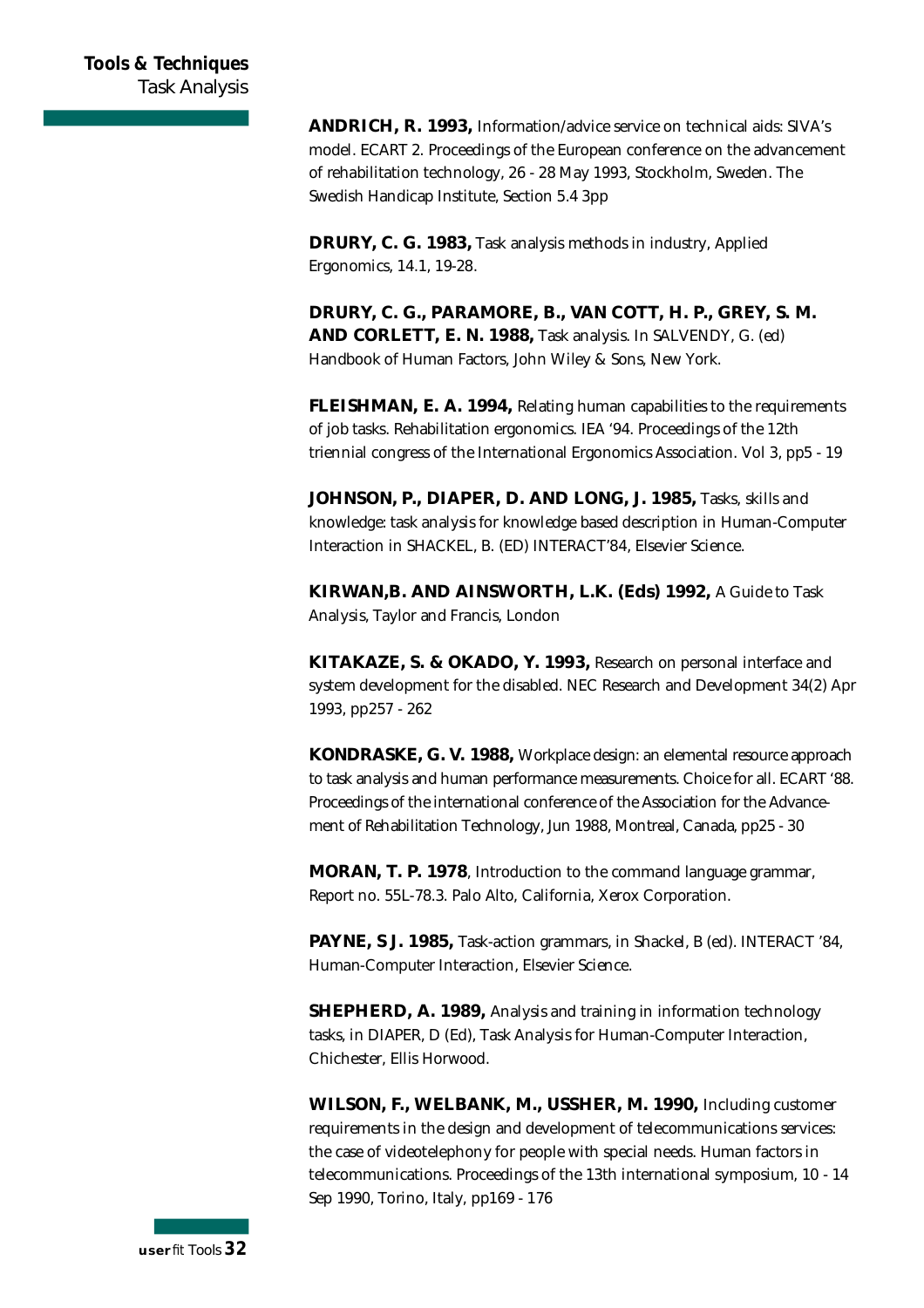**ANDRICH, R. 1993,** Information/advice service on technical aids: SIVA's model. ECART 2. Proceedings of the European conference on the advancement of rehabilitation technology, 26 - 28 May 1993, Stockholm, Sweden. The Swedish Handicap Institute, Section 5.4 3pp

**DRURY, C. G. 1983,** Task analysis methods in industry, Applied Ergonomics, 14.1, 19-28.

**DRURY, C. G., PARAMORE, B., VAN COTT, H. P., GREY, S. M. AND CORLETT, E. N. 1988,** Task analysis. In SALVENDY, G. (ed) Handbook of Human Factors, John Wiley & Sons, New York.

**FLEISHMAN, E. A. 1994,** Relating human capabilities to the requirements of job tasks. Rehabilitation ergonomics. IEA '94. Proceedings of the 12th triennial congress of the International Ergonomics Association. Vol 3, pp5 - 19

**JOHNSON, P., DIAPER, D. AND LONG, J. 1985,** Tasks, skills and knowledge: task analysis for knowledge based description in Human-Computer Interaction in SHACKEL, B. (ED) INTERACT'84, Elsevier Science.

**KIRWAN,B. AND AINSWORTH, L.K. (Eds) 1992,** A Guide to Task Analysis, Taylor and Francis, London

**KITAKAZE, S. & OKADO, Y. 1993,** Research on personal interface and system development for the disabled. NEC Research and Development 34(2) Apr 1993, pp257 - 262

**KONDRASKE, G. V. 1988,** Workplace design: an elemental resource approach to task analysis and human performance measurements. Choice for all. ECART '88. Proceedings of the international conference of the Association for the Advancement of Rehabilitation Technology, Jun 1988, Montreal, Canada, pp25 - 30

**MORAN, T. P. 1978**, Introduction to the command language grammar, Report no. 55L-78.3. Palo Alto, California, Xerox Corporation.

**PAYNE, S J. 1985,** Task-action grammars, in Shackel, B (ed). INTERACT '84, Human-Computer Interaction, Elsevier Science.

**SHEPHERD, A. 1989,** Analysis and training in information technology tasks, in DIAPER, D (Ed), Task Analysis for Human-Computer Interaction, Chichester, Ellis Horwood.

**WILSON, F., WELBANK, M., USSHER, M. 1990,** Including customer requirements in the design and development of telecommunications services: the case of videotelephony for people with special needs. Human factors in telecommunications. Proceedings of the 13th international symposium, 10 - 14 Sep 1990, Torino, Italy, pp169 - 176